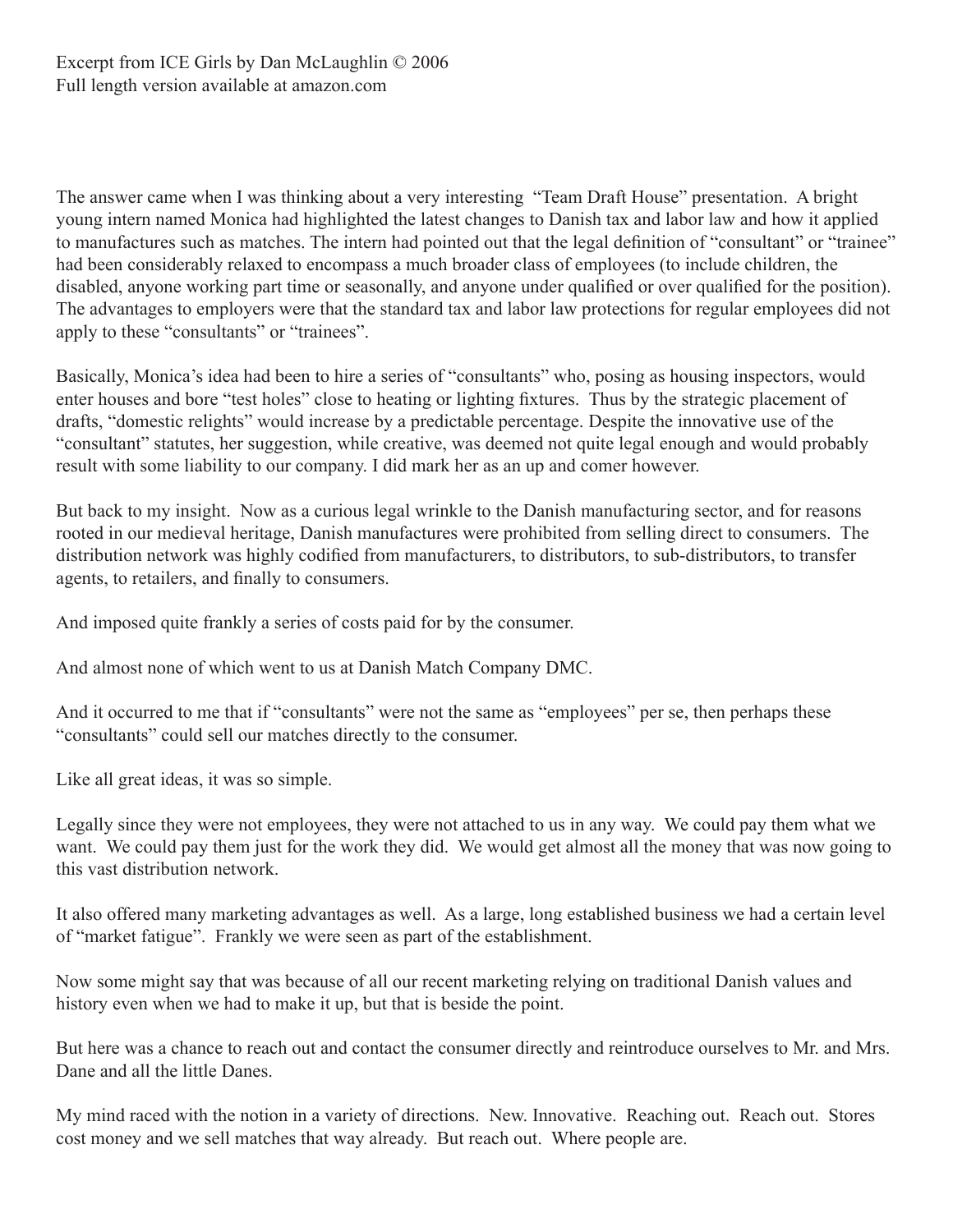Excerpt from ICE Girls by Dan McLaughlin © 2006
Full length version available at amazon.com

The answer came when I was thinking about a very interesting "Team Draft House" presentation. A bright young intern named Monica had highlighted the latest changes to Danish tax and labor law and how it applied to manufactures such as matches. The intern had pointed out that the legal definition of "consultant" or "trainee" had been considerably relaxed to encompass a much broader class of employees (to include children, the disabled, anyone working part time or seasonally, and anyone under qualified or over qualified for the position). The advantages to employers were that the standard tax and labor law protections for regular employees did not apply to these "consultants" or "trainees".

Basically, Monica's idea had been to hire a series of "consultants" who, posing as housing inspectors, would enter houses and bore "test holes" close to heating or lighting fixtures. Thus by the strategic placement of drafts, "domestic relights" would increase by a predictable percentage. Despite the innovative use of the "consultant" statutes, her suggestion, while creative, was deemed not quite legal enough and would probably result with some liability to our company. I did mark her as an up and comer however.

But back to my insight. Now as a curious legal wrinkle to the Danish manufacturing sector, and for reasons rooted in our medieval heritage, Danish manufactures were prohibited from selling direct to consumers. The distribution network was highly codified from manufacturers, to distributors, to sub-distributors, to transfer agents, to retailers, and finally to consumers.

And imposed quite frankly a series of costs paid for by the consumer.

And almost none of which went to us at Danish Match Company DMC.

And it occurred to me that if "consultants" were not the same as "employees" per se, then perhaps these "consultants" could sell our matches directly to the consumer.

Like all great ideas, it was so simple.

Legally since they were not employees, they were not attached to us in any way. We could pay them what we want. We could pay them just for the work they did. We would get almost all the money that was now going to this vast distribution network.

It also offered many marketing advantages as well. As a large, long established business we had a certain level of "market fatigue". Frankly we were seen as part of the establishment.

Now some might say that was because of all our recent marketing relying on traditional Danish values and history even when we had to make it up, but that is beside the point.

But here was a chance to reach out and contact the consumer directly and reintroduce ourselves to Mr. and Mrs. Dane and all the little Danes.

My mind raced with the notion in a variety of directions. New. Innovative. Reaching out. Reach out. Stores cost money and we sell matches that way already. But reach out. Where people are.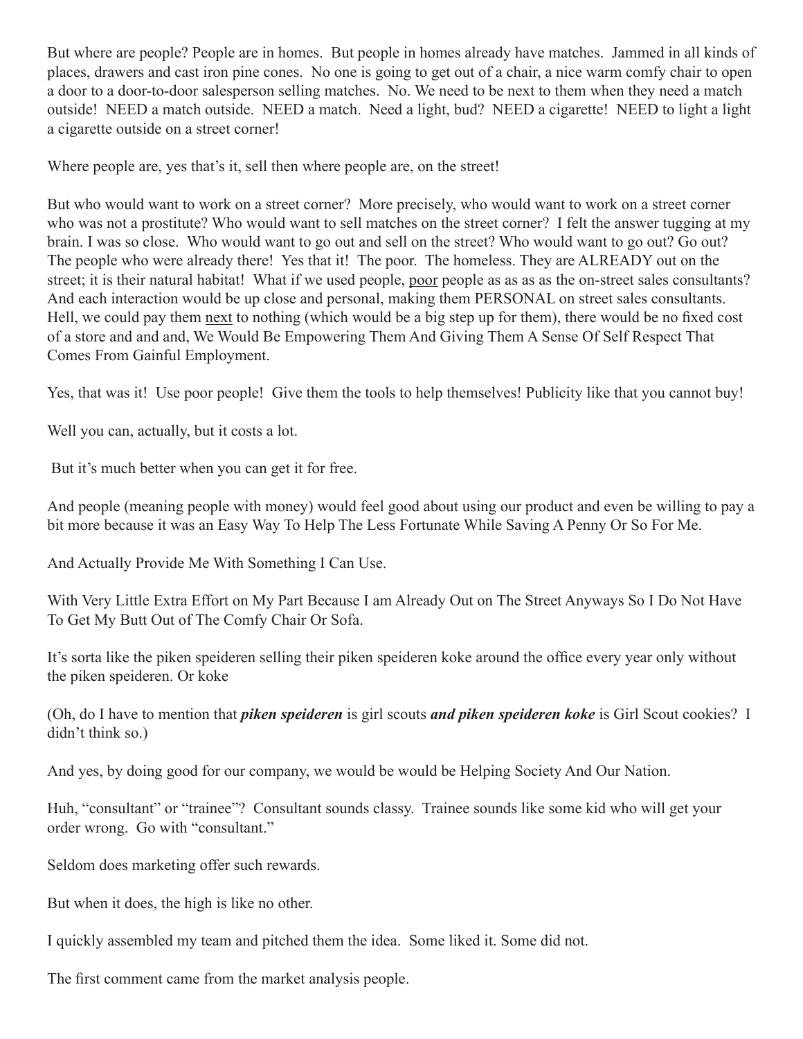But where are people? People are in homes. But people in homes already have matches. Jammed in all kinds of places, drawers and cast iron pine cones. No one is going to get out of a chair, a nice warm comfy chair to open a door to a door-to-door salesperson selling matches. No. We need to be next to them when they need a match outside! NEED a match outside. NEED a match. Need a light, bud? NEED a cigarette! NEED to light a light a cigarette outside on a street corner!

Where people are, yes that's it, sell then where people are, on the street!

But who would want to work on a street corner? More precisely, who would want to work on a street corner who was not a prostitute? Who would want to sell matches on the street corner? I felt the answer tugging at my brain. I was so close. Who would want to go out and sell on the street? Who would want to go out? Go out? The people who were already there! Yes that it! The poor. The homeless. They are ALREADY out on the street; it is their natural habitat! What if we used people, <u>poor</u> people as as as as the on-street sales consultants? And each interaction would be up close and personal, making them PERSONAL on street sales consultants. Hell, we could pay them <u>next</u> to nothing (which would be a big step up for them), there would be no fixed cost of a store and and and, We Would Be Empowering Them And Giving Them A Sense Of Self Respect That Comes From Gainful Employment.

Yes, that was it! Use poor people! Give them the tools to help themselves! Publicity like that you cannot buy!

Well you can, actually, but it costs a lot.

But it's much better when you can get it for free.

And people (meaning people with money) would feel good about using our product and even be willing to pay a bit more because it was an Easy Way To Help The Less Fortunate While Saving A Penny Or So For Me.

And Actually Provide Me With Something I Can Use.

With Very Little Extra Effort on My Part Because I am Already Out on The Street Anyways So I Do Not Have To Get My Butt Out of The Comfy Chair Or Sofa.

It's sorta like the piken speideren selling their piken speideren koke around the office every year only without the piken speideren. Or koke

(Oh, do I have to mention that ***piken speideren*** is girl scouts ***and piken speideren koke*** is Girl Scout cookies? I didn't think so.)

And yes, by doing good for our company, we would be would be Helping Society And Our Nation.

Huh, "consultant" or "trainee"? Consultant sounds classy. Trainee sounds like some kid who will get your order wrong. Go with "consultant."

Seldom does marketing offer such rewards.

But when it does, the high is like no other.

I quickly assembled my team and pitched them the idea. Some liked it. Some did not.

The first comment came from the market analysis people.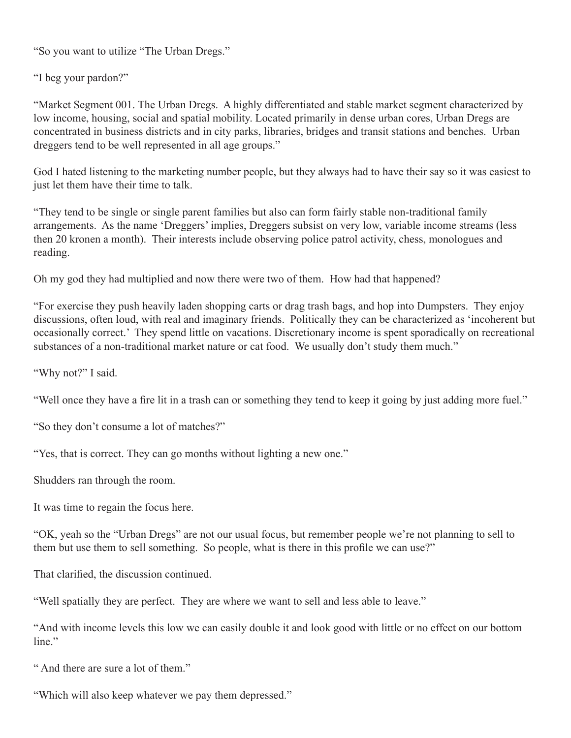"So you want to utilize "The Urban Dregs."

"I beg your pardon?"

"Market Segment 001. The Urban Dregs. A highly differentiated and stable market segment characterized by low income, housing, social and spatial mobility. Located primarily in dense urban cores, Urban Dregs are concentrated in business districts and in city parks, libraries, bridges and transit stations and benches. Urban dreggers tend to be well represented in all age groups."

God I hated listening to the marketing number people, but they always had to have their say so it was easiest to just let them have their time to talk.

"They tend to be single or single parent families but also can form fairly stable non-traditional family arrangements. As the name 'Dreggers' implies, Dreggers subsist on very low, variable income streams (less then 20 kronen a month). Their interests include observing police patrol activity, chess, monologues and reading.

Oh my god they had multiplied and now there were two of them. How had that happened?

"For exercise they push heavily laden shopping carts or drag trash bags, and hop into Dumpsters. They enjoy discussions, often loud, with real and imaginary friends. Politically they can be characterized as 'incoherent but occasionally correct.' They spend little on vacations. Discretionary income is spent sporadically on recreational substances of a non-traditional market nature or cat food. We usually don't study them much."

"Why not?" I said.

"Well once they have a fire lit in a trash can or something they tend to keep it going by just adding more fuel."

"So they don't consume a lot of matches?"

"Yes, that is correct. They can go months without lighting a new one."

Shudders ran through the room.

It was time to regain the focus here.

"OK, yeah so the "Urban Dregs" are not our usual focus, but remember people we're not planning to sell to them but use them to sell something. So people, what is there in this profile we can use?"

That clarified, the discussion continued.

"Well spatially they are perfect. They are where we want to sell and less able to leave."

"And with income levels this low we can easily double it and look good with little or no effect on our bottom line."

" And there are sure a lot of them."

"Which will also keep whatever we pay them depressed."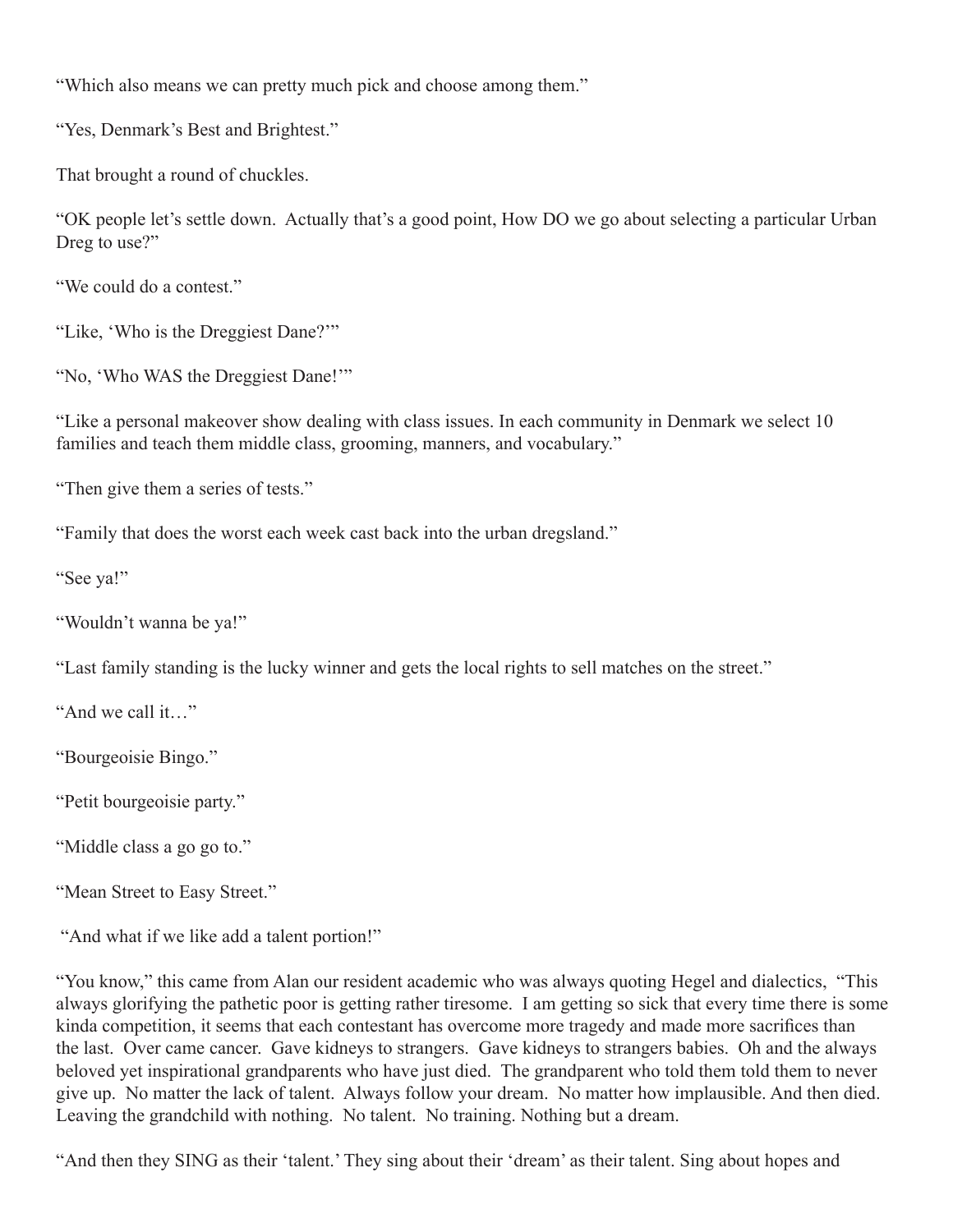"Which also means we can pretty much pick and choose among them."

"Yes, Denmark's Best and Brightest."

That brought a round of chuckles.

"OK people let's settle down. Actually that's a good point, How DO we go about selecting a particular Urban Dreg to use?"

"We could do a contest."

"Like, 'Who is the Dreggiest Dane?'"

"No, 'Who WAS the Dreggiest Dane!'"

"Like a personal makeover show dealing with class issues. In each community in Denmark we select 10 families and teach them middle class, grooming, manners, and vocabulary."

"Then give them a series of tests."

"Family that does the worst each week cast back into the urban dregsland."

"See ya!"

"Wouldn't wanna be ya!"

"Last family standing is the lucky winner and gets the local rights to sell matches on the street."

"And we call it…"

"Bourgeoisie Bingo."

"Petit bourgeoisie party."

"Middle class a go go to."

"Mean Street to Easy Street."

"And what if we like add a talent portion!"

"You know," this came from Alan our resident academic who was always quoting Hegel and dialectics, "This always glorifying the pathetic poor is getting rather tiresome. I am getting so sick that every time there is some kinda competition, it seems that each contestant has overcome more tragedy and made more sacrifices than the last. Over came cancer. Gave kidneys to strangers. Gave kidneys to strangers babies. Oh and the always beloved yet inspirational grandparents who have just died. The grandparent who told them told them to never give up. No matter the lack of talent. Always follow your dream. No matter how implausible. And then died. Leaving the grandchild with nothing. No talent. No training. Nothing but a dream.

"And then they SING as their 'talent.' They sing about their 'dream' as their talent. Sing about hopes and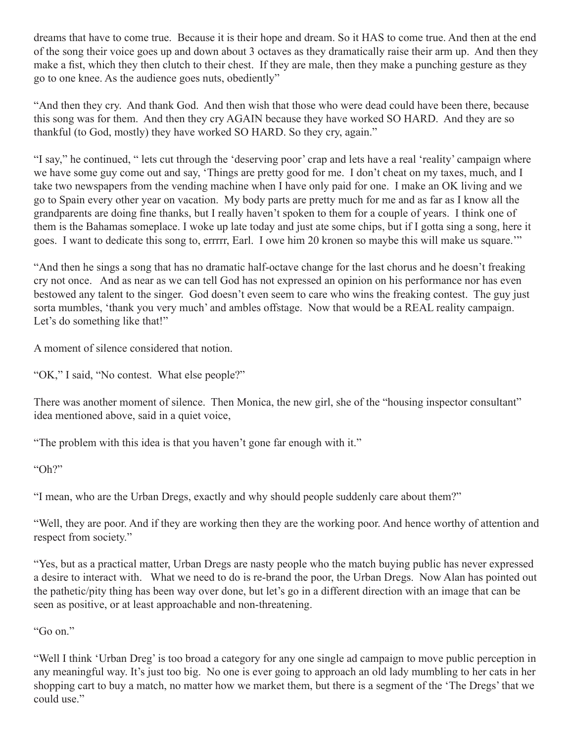dreams that have to come true. Because it is their hope and dream. So it HAS to come true. And then at the end of the song their voice goes up and down about 3 octaves as they dramatically raise their arm up. And then they make a fist, which they then clutch to their chest. If they are male, then they make a punching gesture as they go to one knee. As the audience goes nuts, obediently"

"And then they cry. And thank God. And then wish that those who were dead could have been there, because this song was for them. And then they cry AGAIN because they have worked SO HARD. And they are so thankful (to God, mostly) they have worked SO HARD. So they cry, again."

"I say," he continued, " lets cut through the 'deserving poor' crap and lets have a real 'reality' campaign where we have some guy come out and say, 'Things are pretty good for me. I don't cheat on my taxes, much, and I take two newspapers from the vending machine when I have only paid for one. I make an OK living and we go to Spain every other year on vacation. My body parts are pretty much for me and as far as I know all the grandparents are doing fine thanks, but I really haven't spoken to them for a couple of years. I think one of them is the Bahamas someplace. I woke up late today and just ate some chips, but if I gotta sing a song, here it goes. I want to dedicate this song to, errrrr, Earl. I owe him 20 kronen so maybe this will make us square.'"

"And then he sings a song that has no dramatic half-octave change for the last chorus and he doesn't freaking cry not once. And as near as we can tell God has not expressed an opinion on his performance nor has even bestowed any talent to the singer. God doesn't even seem to care who wins the freaking contest. The guy just sorta mumbles, 'thank you very much' and ambles offstage. Now that would be a REAL reality campaign. Let's do something like that!"

A moment of silence considered that notion.

"OK," I said, "No contest. What else people?"

There was another moment of silence. Then Monica, the new girl, she of the "housing inspector consultant" idea mentioned above, said in a quiet voice,

"The problem with this idea is that you haven't gone far enough with it."

"Oh?"

"I mean, who are the Urban Dregs, exactly and why should people suddenly care about them?"

"Well, they are poor. And if they are working then they are the working poor. And hence worthy of attention and respect from society."

"Yes, but as a practical matter, Urban Dregs are nasty people who the match buying public has never expressed a desire to interact with. What we need to do is re-brand the poor, the Urban Dregs. Now Alan has pointed out the pathetic/pity thing has been way over done, but let's go in a different direction with an image that can be seen as positive, or at least approachable and non-threatening.

"Go on."

"Well I think 'Urban Dreg' is too broad a category for any one single ad campaign to move public perception in any meaningful way. It's just too big. No one is ever going to approach an old lady mumbling to her cats in her shopping cart to buy a match, no matter how we market them, but there is a segment of the 'The Dregs' that we could use."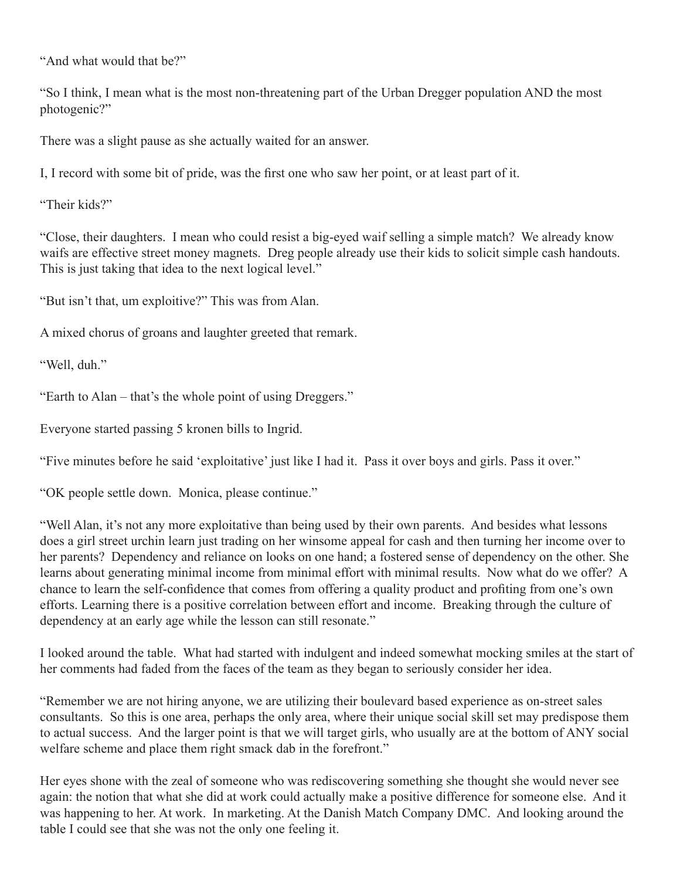"And what would that be?"

"So I think, I mean what is the most non-threatening part of the Urban Dregger population AND the most photogenic?"

There was a slight pause as she actually waited for an answer.

I, I record with some bit of pride, was the first one who saw her point, or at least part of it.

"Their kids?"

"Close, their daughters. I mean who could resist a big-eyed waif selling a simple match? We already know waifs are effective street money magnets. Dreg people already use their kids to solicit simple cash handouts. This is just taking that idea to the next logical level."

"But isn't that, um exploitive?" This was from Alan.

A mixed chorus of groans and laughter greeted that remark.

"Well, duh."

"Earth to Alan – that's the whole point of using Dreggers."

Everyone started passing 5 kronen bills to Ingrid.

"Five minutes before he said 'exploitative' just like I had it. Pass it over boys and girls. Pass it over."

"OK people settle down. Monica, please continue."

"Well Alan, it's not any more exploitative than being used by their own parents. And besides what lessons does a girl street urchin learn just trading on her winsome appeal for cash and then turning her income over to her parents? Dependency and reliance on looks on one hand; a fostered sense of dependency on the other. She learns about generating minimal income from minimal effort with minimal results. Now what do we offer? A chance to learn the self-confidence that comes from offering a quality product and profiting from one's own efforts. Learning there is a positive correlation between effort and income. Breaking through the culture of dependency at an early age while the lesson can still resonate."

I looked around the table. What had started with indulgent and indeed somewhat mocking smiles at the start of her comments had faded from the faces of the team as they began to seriously consider her idea.

"Remember we are not hiring anyone, we are utilizing their boulevard based experience as on-street sales consultants. So this is one area, perhaps the only area, where their unique social skill set may predispose them to actual success. And the larger point is that we will target girls, who usually are at the bottom of ANY social welfare scheme and place them right smack dab in the forefront."

Her eyes shone with the zeal of someone who was rediscovering something she thought she would never see again: the notion that what she did at work could actually make a positive difference for someone else. And it was happening to her. At work. In marketing. At the Danish Match Company DMC. And looking around the table I could see that she was not the only one feeling it.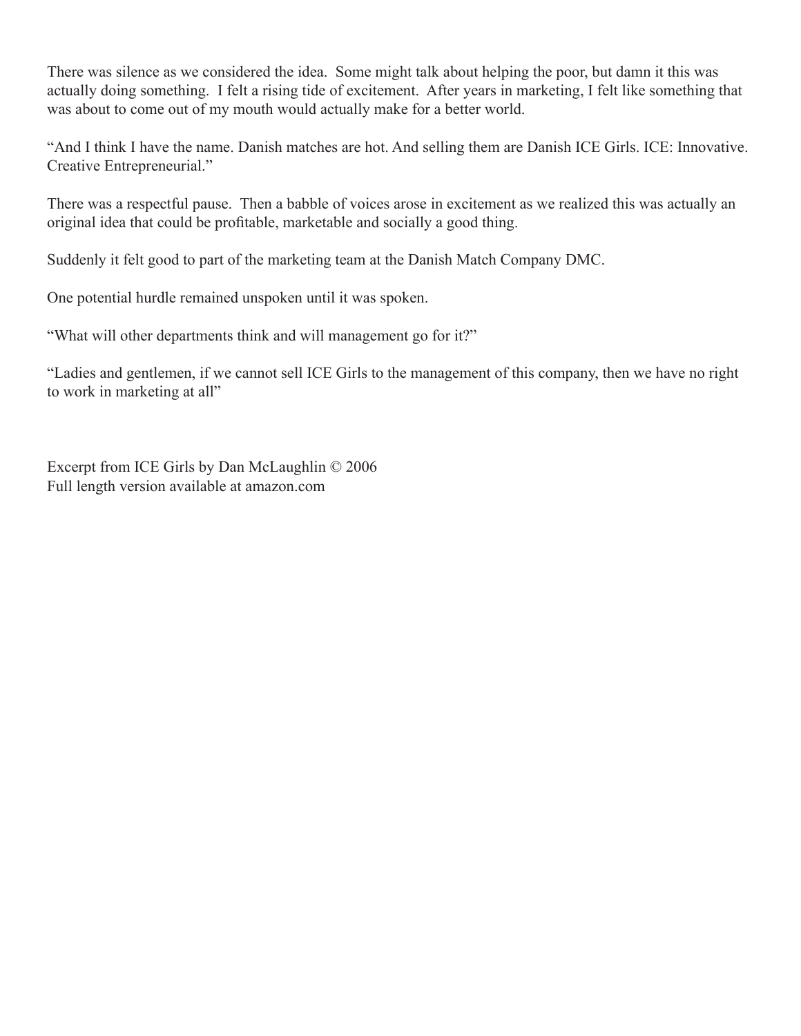There was silence as we considered the idea. Some might talk about helping the poor, but damn it this was actually doing something. I felt a rising tide of excitement. After years in marketing, I felt like something that was about to come out of my mouth would actually make for a better world.

"And I think I have the name. Danish matches are hot. And selling them are Danish ICE Girls. ICE: Innovative. Creative Entrepreneurial."

There was a respectful pause. Then a babble of voices arose in excitement as we realized this was actually an original idea that could be profitable, marketable and socially a good thing.

Suddenly it felt good to part of the marketing team at the Danish Match Company DMC.

One potential hurdle remained unspoken until it was spoken.

"What will other departments think and will management go for it?"

"Ladies and gentlemen, if we cannot sell ICE Girls to the management of this company, then we have no right to work in marketing at all"

Excerpt from ICE Girls by Dan McLaughlin © 2006
Full length version available at amazon.com